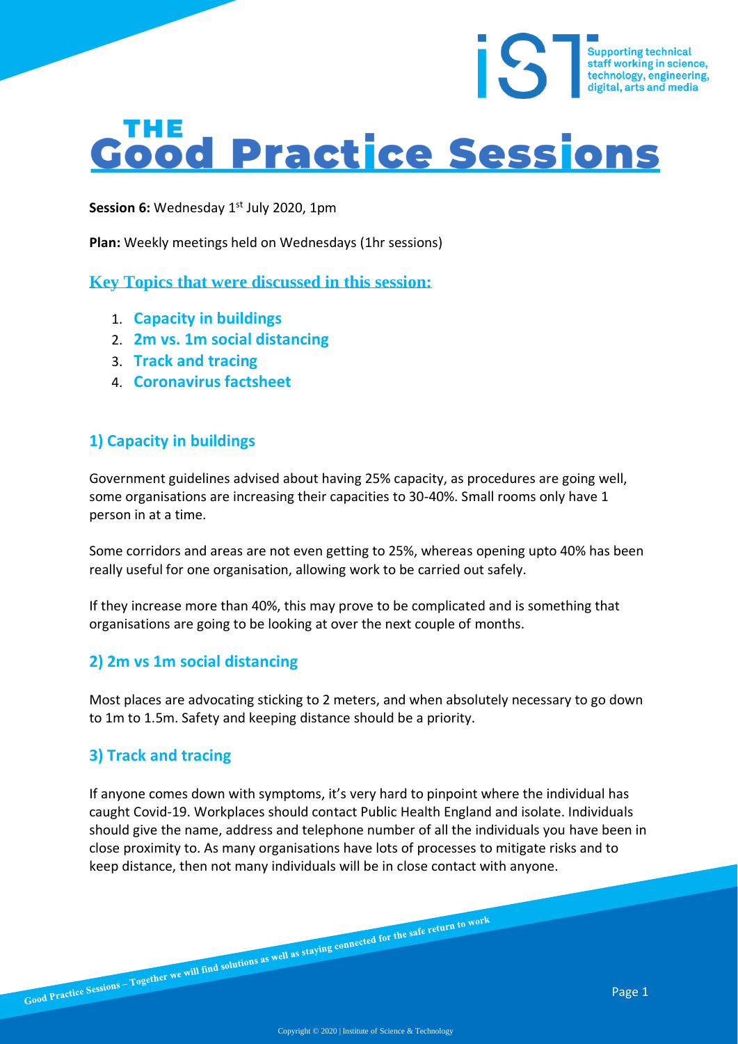# THE Good Practice Sessions

**Session 6:** Wednesday 1st July 2020, 1pm

**Plan:** Weekly meetings held on Wednesdays (1hr sessions)

## Key Topics that were discussed in this session:

1. **Capacity in buildings**
2. **2m vs. 1m social distancing**
3. **Track and tracing**
4. **Coronavirus factsheet**

## 1) Capacity in buildings

Government guidelines advised about having 25% capacity, as procedures are going well, some organisations are increasing their capacities to 30-40%. Small rooms only have 1 person in at a time.

Some corridors and areas are not even getting to 25%, whereas opening upto 40% has been really useful for one organisation, allowing work to be carried out safely.

If they increase more than 40%, this may prove to be complicated and is something that organisations are going to be looking at over the next couple of months.

## 2) 2m vs 1m social distancing

Most places are advocating sticking to 2 meters, and when absolutely necessary to go down to 1m to 1.5m. Safety and keeping distance should be a priority.

## 3) Track and tracing

If anyone comes down with symptoms, it's very hard to pinpoint where the individual has caught Covid-19. Workplaces should contact Public Health England and isolate. Individuals should give the name, address and telephone number of all the individuals you have been in close proximity to. As many organisations have lots of processes to mitigate risks and to keep distance, then not many individuals will be in close contact with anyone.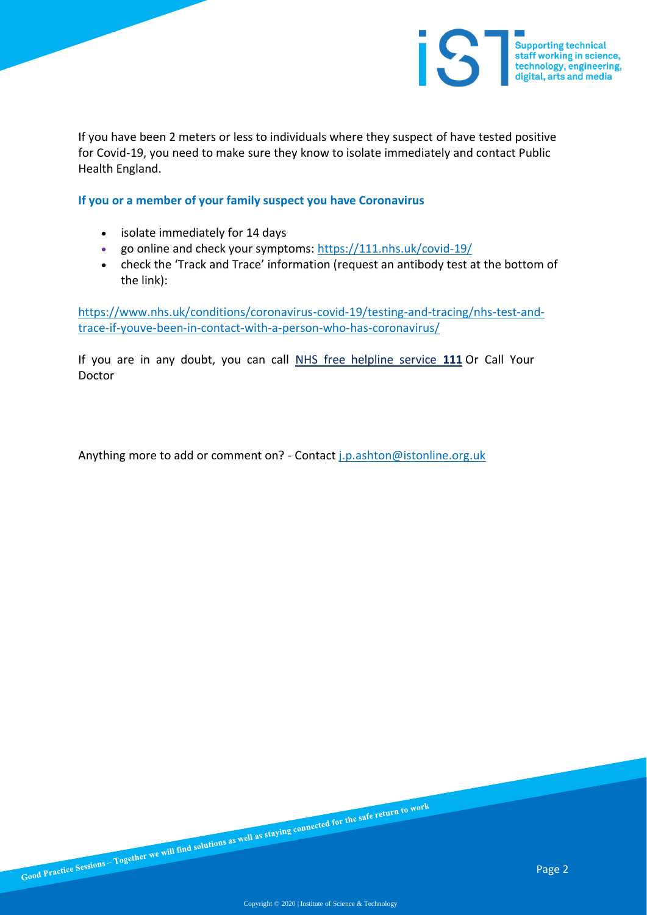If you have been 2 meters or less to individuals where they suspect of have tested positive for Covid-19, you need to make sure they know to isolate immediately and contact Public Health England.

### If you or a member of your family suspect you have Coronavirus

- isolate immediately for 14 days
- go online and check your symptoms: [https://111.nhs.uk/covid-19/](https://111.nhs.uk/covid-19/)
- check the 'Track and Trace' information (request an antibody test at the bottom of the link):

[https://www.nhs.uk/conditions/coronavirus-covid-19/testing-and-tracing/nhs-test-and-trace-if-youve-been-in-contact-with-a-person-who-has-coronavirus/](https://www.nhs.uk/conditions/coronavirus-covid-19/testing-and-tracing/nhs-test-and-trace-if-youve-been-in-contact-with-a-person-who-has-coronavirus/)

If you are in any doubt, you can call NHS free helpline service **111** Or Call Your Doctor

Anything more to add or comment on? - Contact [j.p.ashton@istonline.org.uk](mailto:j.p.ashton@istonline.org.uk)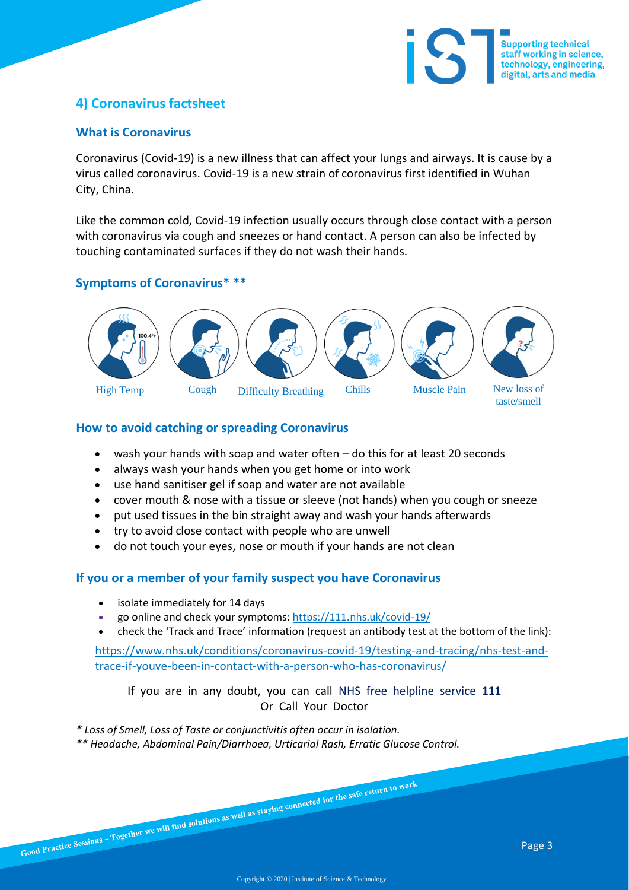## 4) Coronavirus factsheet

### What is Coronavirus

Coronavirus (Covid-19) is a new illness that can affect your lungs and airways. It is cause by a virus called coronavirus. Covid-19 is a new strain of coronavirus first identified in Wuhan City, China.

Like the common cold, Covid-19 infection usually occurs through close contact with a person with coronavirus via cough and sneezes or hand contact. A person can also be infected by touching contaminated surfaces if they do not wash their hands.

### Symptoms of Coronavirus* **

High Temp

Cough

Difficulty Breathing

Chills

Muscle Pain

New loss of taste/smell

### How to avoid catching or spreading Coronavirus

- wash your hands with soap and water often – do this for at least 20 seconds
- always wash your hands when you get home or into work
- use hand sanitiser gel if soap and water are not available
- cover mouth & nose with a tissue or sleeve (not hands) when you cough or sneeze
- put used tissues in the bin straight away and wash your hands afterwards
- try to avoid close contact with people who are unwell
- do not touch your eyes, nose or mouth if your hands are not clean

### If you or a member of your family suspect you have Coronavirus

- isolate immediately for 14 days
- go online and check your symptoms: https://111.nhs.uk/covid-19/
- check the 'Track and Trace' information (request an antibody test at the bottom of the link):

https://www.nhs.uk/conditions/coronavirus-covid-19/testing-and-tracing/nhs-test-and-trace-if-youve-been-in-contact-with-a-person-who-has-coronavirus/

If you are in any doubt, you can call NHS free helpline service **111**
Or Call Your Doctor

*\* Loss of Smell, Loss of Taste or conjunctivitis often occur in isolation.*
*\*\* Headache, Abdominal Pain/Diarrhoea, Urticarial Rash, Erratic Glucose Control.*

Good Practice Sessions – Together we will find solutions as well as staying connected for the safe return to work